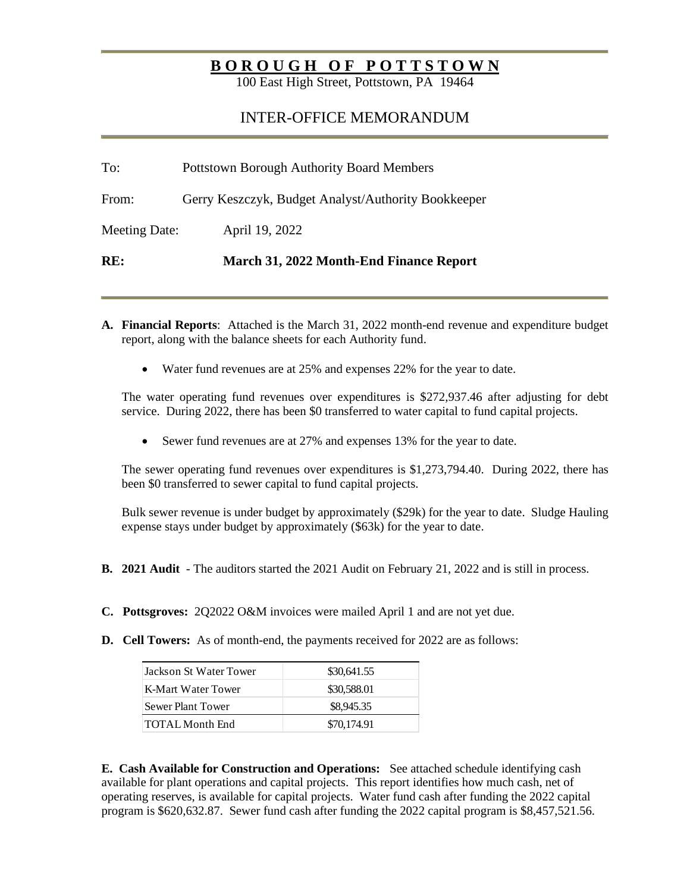# **BOROUGH OF POTTSTOWN**

100 East High Street, Pottstown, PA 19464

## INTER-OFFICE MEMORANDUM

To: Pottstown Borough Authority Board Members

From: Gerry Keszczyk, Budget Analyst/Authority Bookkeeper

Meeting Date: April 19, 2022

**RE: March 31, 2022 Month-End Finance Report**

**A. Financial Reports**: Attached is the March 31, 2022 month-end revenue and expenditure budget report, along with the balance sheets for each Authority fund.

- Water fund revenues are at 25% and expenses 22% for the year to date.

The water operating fund revenues over expenditures is $272,937.46 after adjusting for debt service. During 2022, there has been $0 transferred to water capital to fund capital projects.

- Sewer fund revenues are at 27% and expenses 13% for the year to date.

The sewer operating fund revenues over expenditures is $1,273,794.40. During 2022, there has been $0 transferred to sewer capital to fund capital projects.

Bulk sewer revenue is under budget by approximately ($29k) for the year to date. Sludge Hauling expense stays under budget by approximately ($63k) for the year to date.

**B. 2021 Audit** - The auditors started the 2021 Audit on February 21, 2022 and is still in process.

**C. Pottsgroves:** 2Q2022 O&M invoices were mailed April 1 and are not yet due.

**D. Cell Towers:** As of month-end, the payments received for 2022 are as follows:

| | |
|---|---|
| Jackson St Water Tower | $30,641.55 |
| K-Mart Water Tower | $30,588.01 |
| Sewer Plant Tower | $8,945.35 |
| TOTAL Month End | $70,174.91 |

**E. Cash Available for Construction and Operations:** See attached schedule identifying cash available for plant operations and capital projects. This report identifies how much cash, net of operating reserves, is available for capital projects. Water fund cash after funding the 2022 capital program is $620,632.87. Sewer fund cash after funding the 2022 capital program is $8,457,521.56.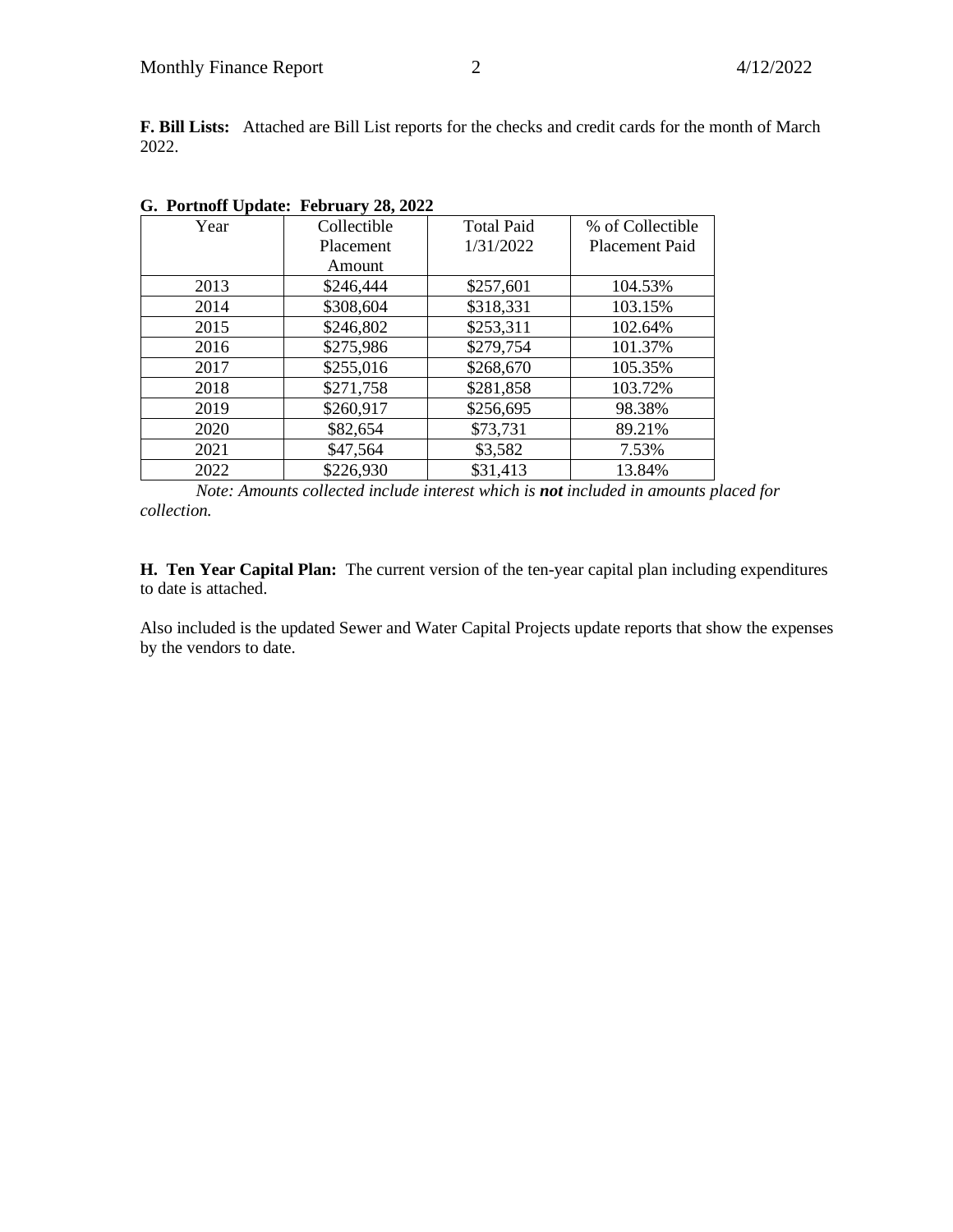**F. Bill Lists:** Attached are Bill List reports for the checks and credit cards for the month of March 2022.

**G. Portnoff Update: February 28, 2022**

| Year | Collectible Placement Amount | Total Paid 1/31/2022 | % of Collectible Placement Paid |
|---|---|---|---|
| 2013 | $246,444 | $257,601 | 104.53% |
| 2014 | $308,604 | $318,331 | 103.15% |
| 2015 | $246,802 | $253,311 | 102.64% |
| 2016 | $275,986 | $279,754 | 101.37% |
| 2017 | $255,016 | $268,670 | 105.35% |
| 2018 | $271,758 | $281,858 | 103.72% |
| 2019 | $260,917 | $256,695 | 98.38% |
| 2020 | $82,654 | $73,731 | 89.21% |
| 2021 | $47,564 | $3,582 | 7.53% |
| 2022 | $226,930 | $31,413 | 13.84% |

*Note: Amounts collected include interest which is **not** included in amounts placed for collection.*

**H. Ten Year Capital Plan:** The current version of the ten-year capital plan including expenditures to date is attached.

Also included is the updated Sewer and Water Capital Projects update reports that show the expenses by the vendors to date.